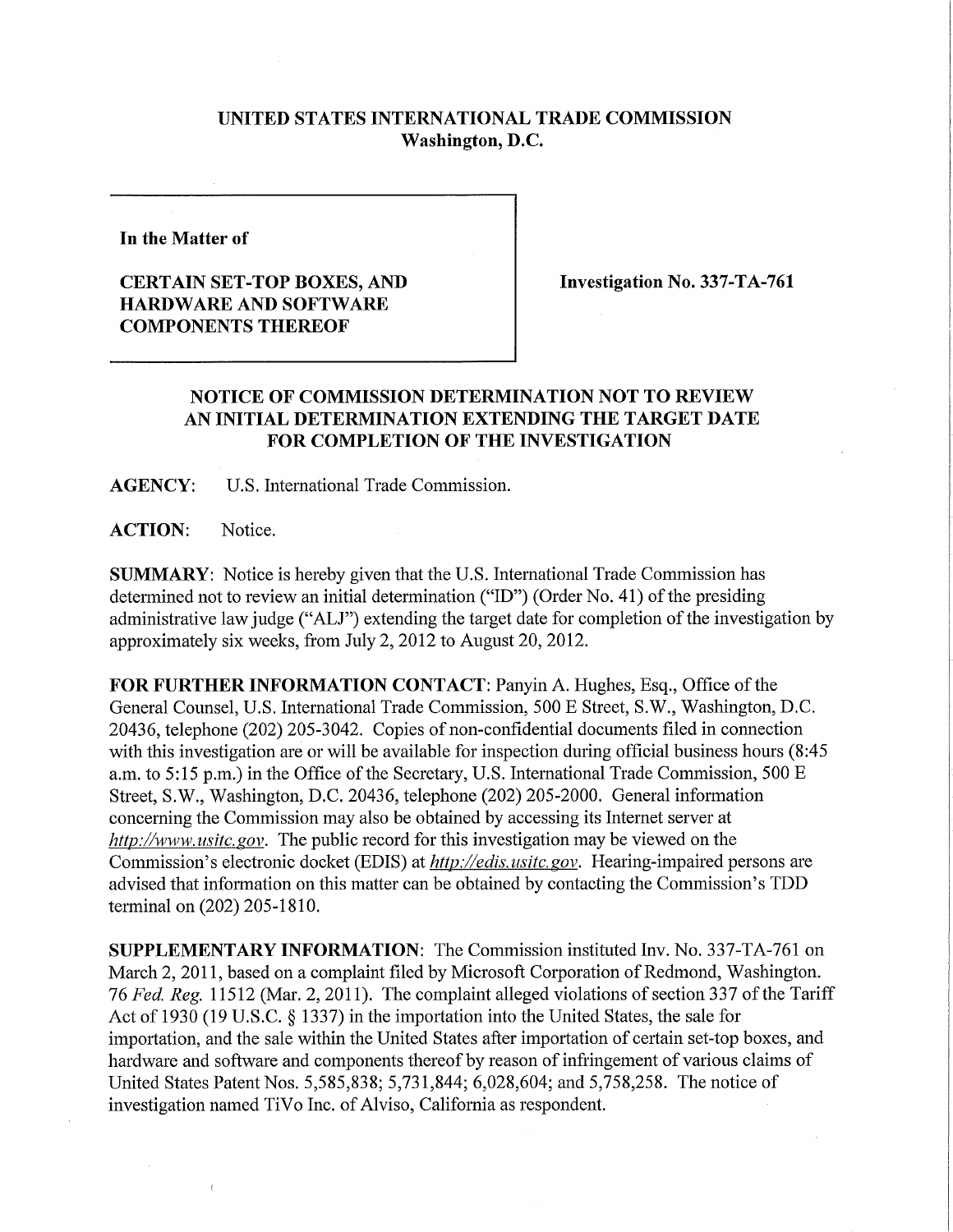**UNITED STATES INTERNATIONAL TRADE COMMISSION**
**Washington, D.C.**

**In the Matter of**

**CERTAIN SET-TOP BOXES, AND HARDWARE AND SOFTWARE COMPONENTS THEREOF**

**Investigation No. 337-TA-761**

## NOTICE OF COMMISSION DETERMINATION NOT TO REVIEW AN INITIAL DETERMINATION EXTENDING THE TARGET DATE FOR COMPLETION OF THE INVESTIGATION

**AGENCY:** U.S. International Trade Commission.

**ACTION:** Notice.

**SUMMARY**: Notice is hereby given that the U.S. International Trade Commission has determined not to review an initial determination ("ID") (Order No. 41) of the presiding administrative law judge ("ALJ") extending the target date for completion of the investigation by approximately six weeks, from July 2, 2012 to August 20, 2012.

**FOR FURTHER INFORMATION CONTACT**: Panyin A. Hughes, Esq., Office of the General Counsel, U.S. International Trade Commission, 500 E Street, S.W., Washington, D.C. 20436, telephone (202) 205-3042. Copies of non-confidential documents filed in connection with this investigation are or will be available for inspection during official business hours (8:45 a.m. to 5:15 p.m.) in the Office of the Secretary, U.S. International Trade Commission, 500 E Street, S.W., Washington, D.C. 20436, telephone (202) 205-2000. General information concerning the Commission may also be obtained by accessing its Internet server at *http://www.usitc.gov*. The public record for this investigation may be viewed on the Commission's electronic docket (EDIS) at *http://edis.usitc.gov*. Hearing-impaired persons are advised that information on this matter can be obtained by contacting the Commission's TDD terminal on (202) 205-1810.

**SUPPLEMENTARY INFORMATION**: The Commission instituted Inv. No. 337-TA-761 on March 2, 2011, based on a complaint filed by Microsoft Corporation of Redmond, Washington. 76 *Fed. Reg.* 11512 (Mar. 2, 2011). The complaint alleged violations of section 337 of the Tariff Act of 1930 (19 U.S.C. § 1337) in the importation into the United States, the sale for importation, and the sale within the United States after importation of certain set-top boxes, and hardware and software and components thereof by reason of infringement of various claims of United States Patent Nos. 5,585,838; 5,731,844; 6,028,604; and 5,758,258. The notice of investigation named TiVo Inc. of Alviso, California as respondent.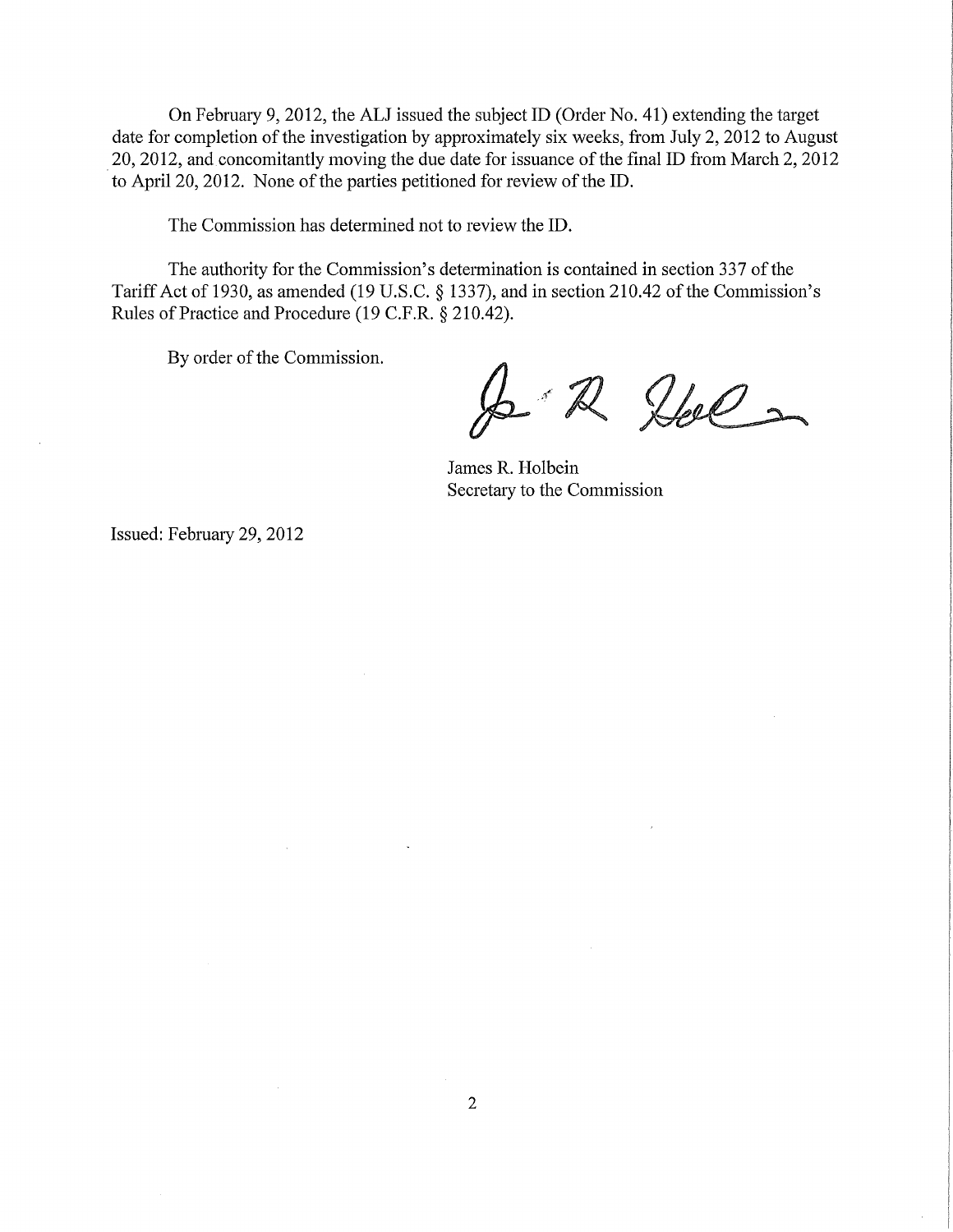On February 9, 2012, the ALJ issued the subject ID (Order No. 41) extending the target date for completion of the investigation by approximately six weeks, from July 2, 2012 to August 20, 2012, and concomitantly moving the due date for issuance of the final ID from March 2, 2012 to April 20, 2012. None of the parties petitioned for review of the ID.

The Commission has determined not to review the ID.

The authority for the Commission's determination is contained in section 337 of the Tariff Act of 1930, as amended (19 U.S.C. § 1337), and in section 210.42 of the Commission's Rules of Practice and Procedure (19 C.F.R. § 210.42).

By order of the Commission.

James R. Holbein
Secretary to the Commission

Issued: February 29, 2012